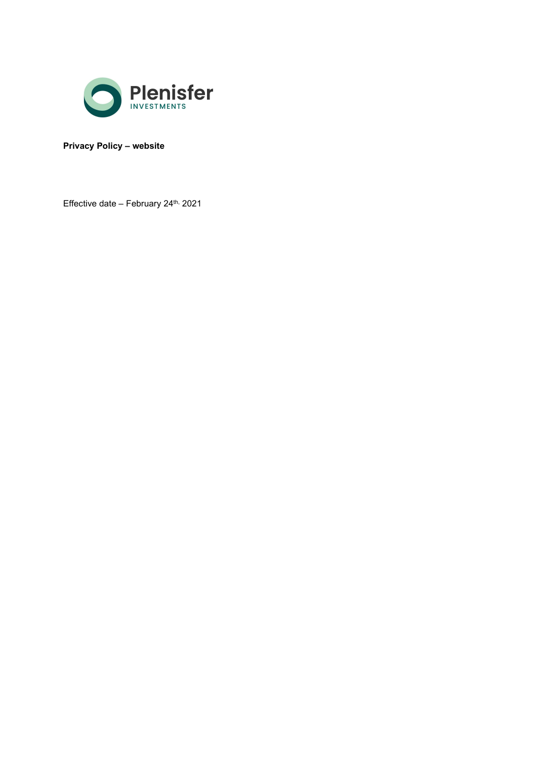Plenisfer
INVESTMENTS

**Privacy Policy – website**

Effective date – February 24th, 2021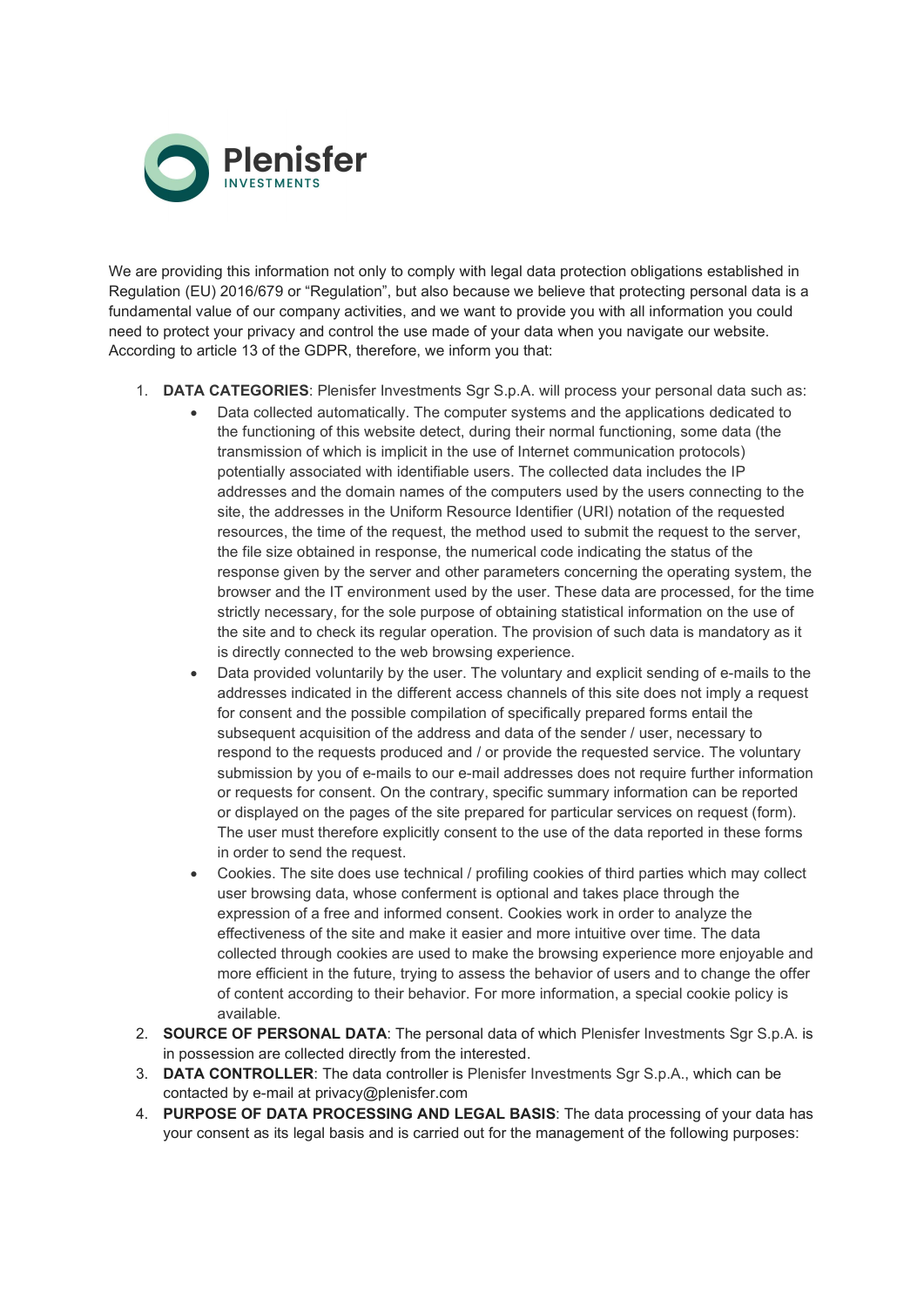We are providing this information not only to comply with legal data protection obligations established in Regulation (EU) 2016/679 or "Regulation", but also because we believe that protecting personal data is a fundamental value of our company activities, and we want to provide you with all information you could need to protect your privacy and control the use made of your data when you navigate our website. According to article 13 of the GDPR, therefore, we inform you that:

1. **DATA CATEGORIES**: Plenisfer Investments Sgr S.p.A. will process your personal data such as:
   - Data collected automatically. The computer systems and the applications dedicated to the functioning of this website detect, during their normal functioning, some data (the transmission of which is implicit in the use of Internet communication protocols) potentially associated with identifiable users. The collected data includes the IP addresses and the domain names of the computers used by the users connecting to the site, the addresses in the Uniform Resource Identifier (URI) notation of the requested resources, the time of the request, the method used to submit the request to the server, the file size obtained in response, the numerical code indicating the status of the response given by the server and other parameters concerning the operating system, the browser and the IT environment used by the user. These data are processed, for the time strictly necessary, for the sole purpose of obtaining statistical information on the use of the site and to check its regular operation. The provision of such data is mandatory as it is directly connected to the web browsing experience.
   - Data provided voluntarily by the user. The voluntary and explicit sending of e-mails to the addresses indicated in the different access channels of this site does not imply a request for consent and the possible compilation of specifically prepared forms entail the subsequent acquisition of the address and data of the sender / user, necessary to respond to the requests produced and / or provide the requested service. The voluntary submission by you of e-mails to our e-mail addresses does not require further information or requests for consent. On the contrary, specific summary information can be reported or displayed on the pages of the site prepared for particular services on request (form). The user must therefore explicitly consent to the use of the data reported in these forms in order to send the request.
   - Cookies. The site does use technical / profiling cookies of third parties which may collect user browsing data, whose conferment is optional and takes place through the expression of a free and informed consent. Cookies work in order to analyze the effectiveness of the site and make it easier and more intuitive over time. The data collected through cookies are used to make the browsing experience more enjoyable and more efficient in the future, trying to assess the behavior of users and to change the offer of content according to their behavior. For more information, a special cookie policy is available.
2. **SOURCE OF PERSONAL DATA**: The personal data of which Plenisfer Investments Sgr S.p.A. is in possession are collected directly from the interested.
3. **DATA CONTROLLER**: The data controller is Plenisfer Investments Sgr S.p.A., which can be contacted by e-mail at privacy@plenisfer.com
4. **PURPOSE OF DATA PROCESSING AND LEGAL BASIS**: The data processing of your data has your consent as its legal basis and is carried out for the management of the following purposes: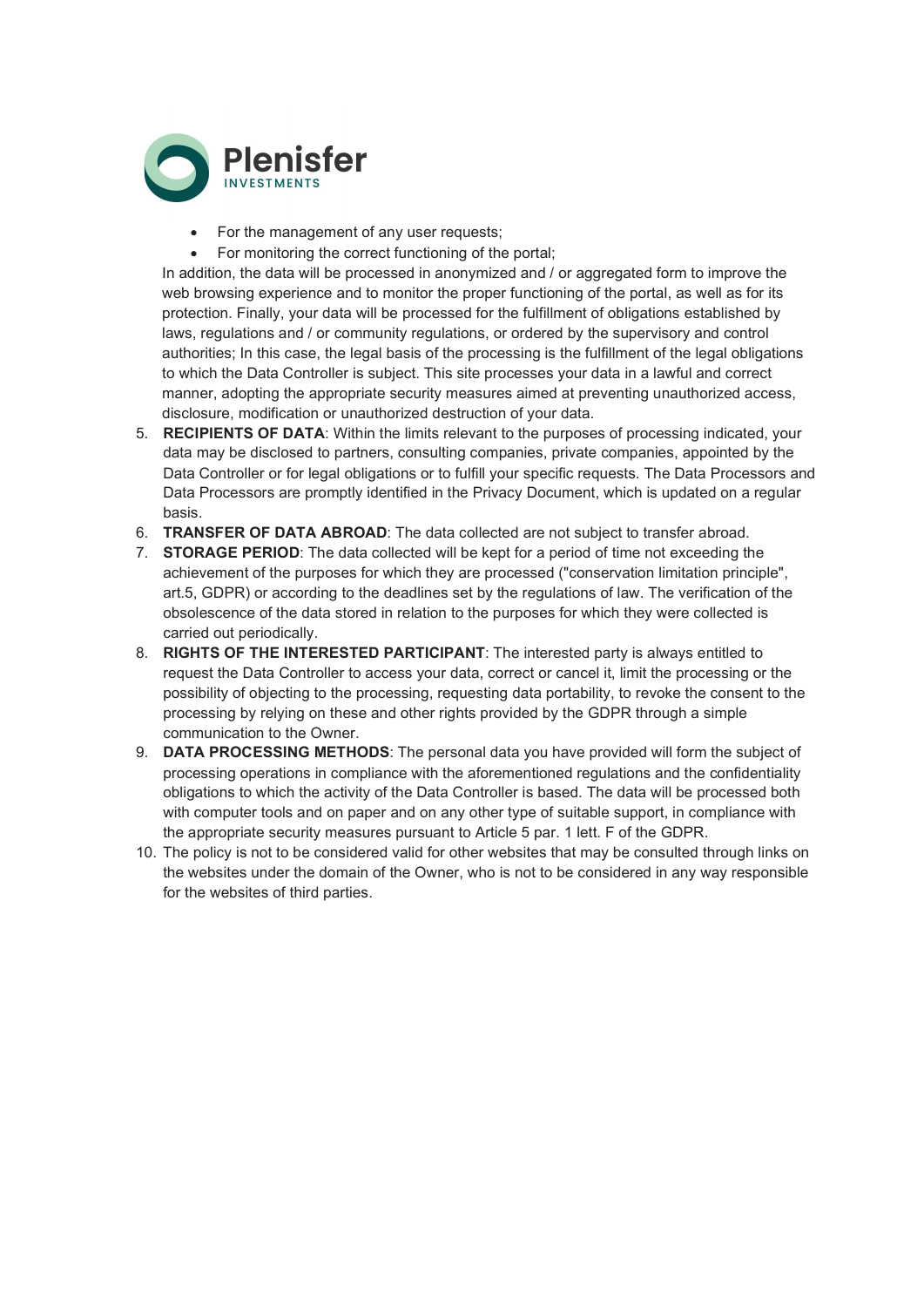- For the management of any user requests;
- For monitoring the correct functioning of the portal;

In addition, the data will be processed in anonymized and / or aggregated form to improve the web browsing experience and to monitor the proper functioning of the portal, as well as for its protection. Finally, your data will be processed for the fulfillment of obligations established by laws, regulations and / or community regulations, or ordered by the supervisory and control authorities; In this case, the legal basis of the processing is the fulfillment of the legal obligations to which the Data Controller is subject. This site processes your data in a lawful and correct manner, adopting the appropriate security measures aimed at preventing unauthorized access, disclosure, modification or unauthorized destruction of your data.

5. **RECIPIENTS OF DATA**: Within the limits relevant to the purposes of processing indicated, your data may be disclosed to partners, consulting companies, private companies, appointed by the Data Controller or for legal obligations or to fulfill your specific requests. The Data Processors and Data Processors are promptly identified in the Privacy Document, which is updated on a regular basis.
6. **TRANSFER OF DATA ABROAD**: The data collected are not subject to transfer abroad.
7. **STORAGE PERIOD**: The data collected will be kept for a period of time not exceeding the achievement of the purposes for which they are processed ("conservation limitation principle", art.5, GDPR) or according to the deadlines set by the regulations of law. The verification of the obsolescence of the data stored in relation to the purposes for which they were collected is carried out periodically.
8. **RIGHTS OF THE INTERESTED PARTICIPANT**: The interested party is always entitled to request the Data Controller to access your data, correct or cancel it, limit the processing or the possibility of objecting to the processing, requesting data portability, to revoke the consent to the processing by relying on these and other rights provided by the GDPR through a simple communication to the Owner.
9. **DATA PROCESSING METHODS**: The personal data you have provided will form the subject of processing operations in compliance with the aforementioned regulations and the confidentiality obligations to which the activity of the Data Controller is based. The data will be processed both with computer tools and on paper and on any other type of suitable support, in compliance with the appropriate security measures pursuant to Article 5 par. 1 lett. F of the GDPR.
10. The policy is not to be considered valid for other websites that may be consulted through links on the websites under the domain of the Owner, who is not to be considered in any way responsible for the websites of third parties.